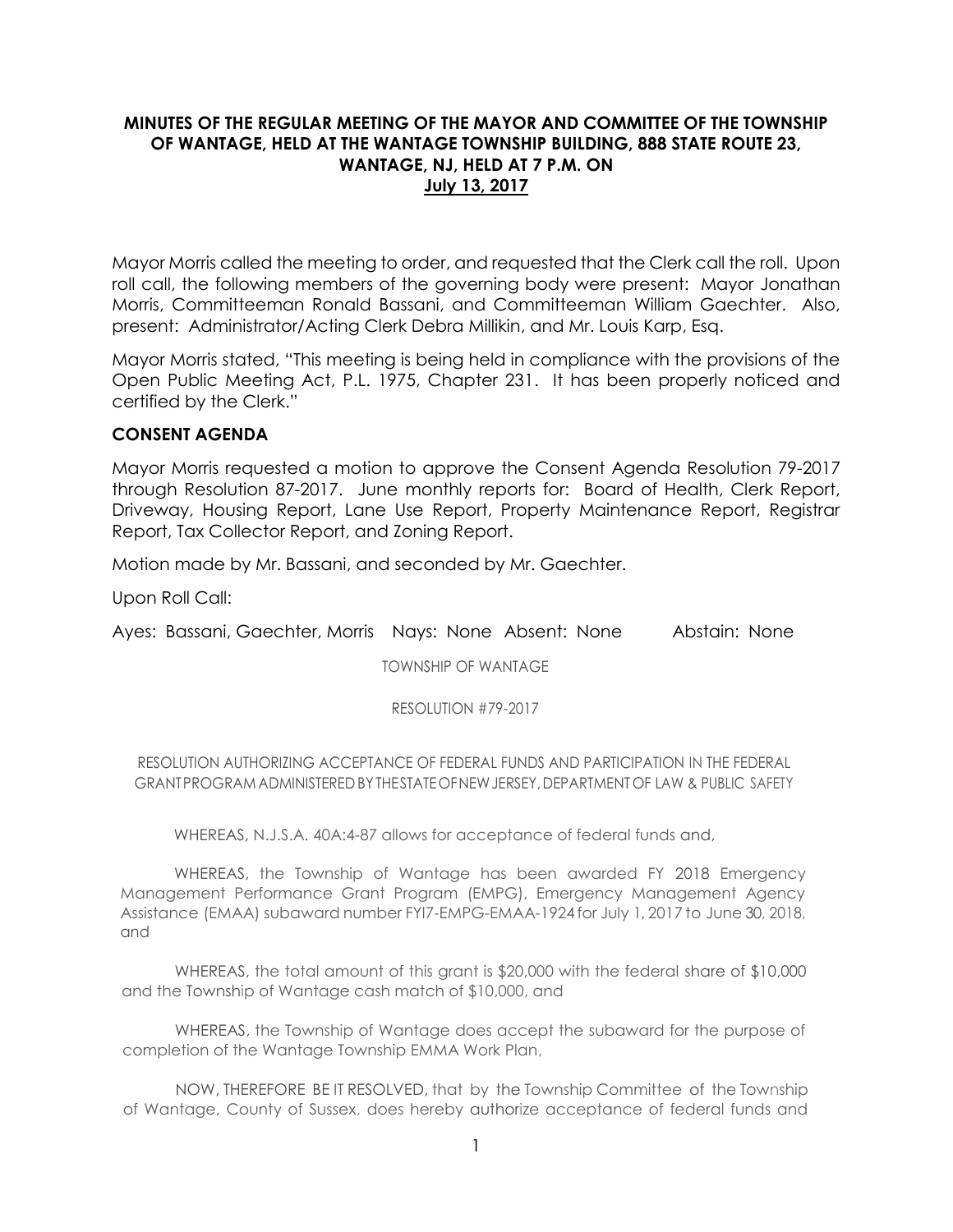**MINUTES OF THE REGULAR MEETING OF THE MAYOR AND COMMITTEE OF THE TOWNSHIP OF WANTAGE, HELD AT THE WANTAGE TOWNSHIP BUILDING, 888 STATE ROUTE 23, WANTAGE, NJ, HELD AT 7 P.M. ON**
**July 13, 2017**

Mayor Morris called the meeting to order, and requested that the Clerk call the roll. Upon roll call, the following members of the governing body were present: Mayor Jonathan Morris, Committeeman Ronald Bassani, and Committeeman William Gaechter. Also, present: Administrator/Acting Clerk Debra Millikin, and Mr. Louis Karp, Esq.

Mayor Morris stated, "This meeting is being held in compliance with the provisions of the Open Public Meeting Act, P.L. 1975, Chapter 231. It has been properly noticed and certified by the Clerk."

**CONSENT AGENDA**

Mayor Morris requested a motion to approve the Consent Agenda Resolution 79-2017 through Resolution 87-2017. June monthly reports for: Board of Health, Clerk Report, Driveway, Housing Report, Lane Use Report, Property Maintenance Report, Registrar Report, Tax Collector Report, and Zoning Report.

Motion made by Mr. Bassani, and seconded by Mr. Gaechter.

Upon Roll Call:

Ayes: Bassani, Gaechter, Morris Nays: None Absent: None Abstain: None

TOWNSHIP OF WANTAGE

RESOLUTION #79-2017

RESOLUTION AUTHORIZING ACCEPTANCE OF FEDERAL FUNDS AND PARTICIPATION IN THE FEDERAL GRANT PROGRAM ADMINISTERED BY THE STATE OF NEW JERSEY, DEPARTMENT OF LAW & PUBLIC SAFETY

WHEREAS, N.J.S.A. 40A:4-87 allows for acceptance of federal funds and,

WHEREAS, the Township of Wantage has been awarded FY 2018 Emergency Management Performance Grant Program (EMPG), Emergency Management Agency Assistance (EMAA) subaward number FYI7-EMPG-EMAA-1924 for July 1, 2017 to June 30, 2018, and

WHEREAS, the total amount of this grant is $20,000 with the federal share of $10,000 and the Township of Wantage cash match of $10,000, and

WHEREAS, the Township of Wantage does accept the subaward for the purpose of completion of the Wantage Township EMMA Work Plan,

NOW, THEREFORE BE IT RESOLVED, that by the Township Committee of the Township of Wantage, County of Sussex, does hereby authorize acceptance of federal funds and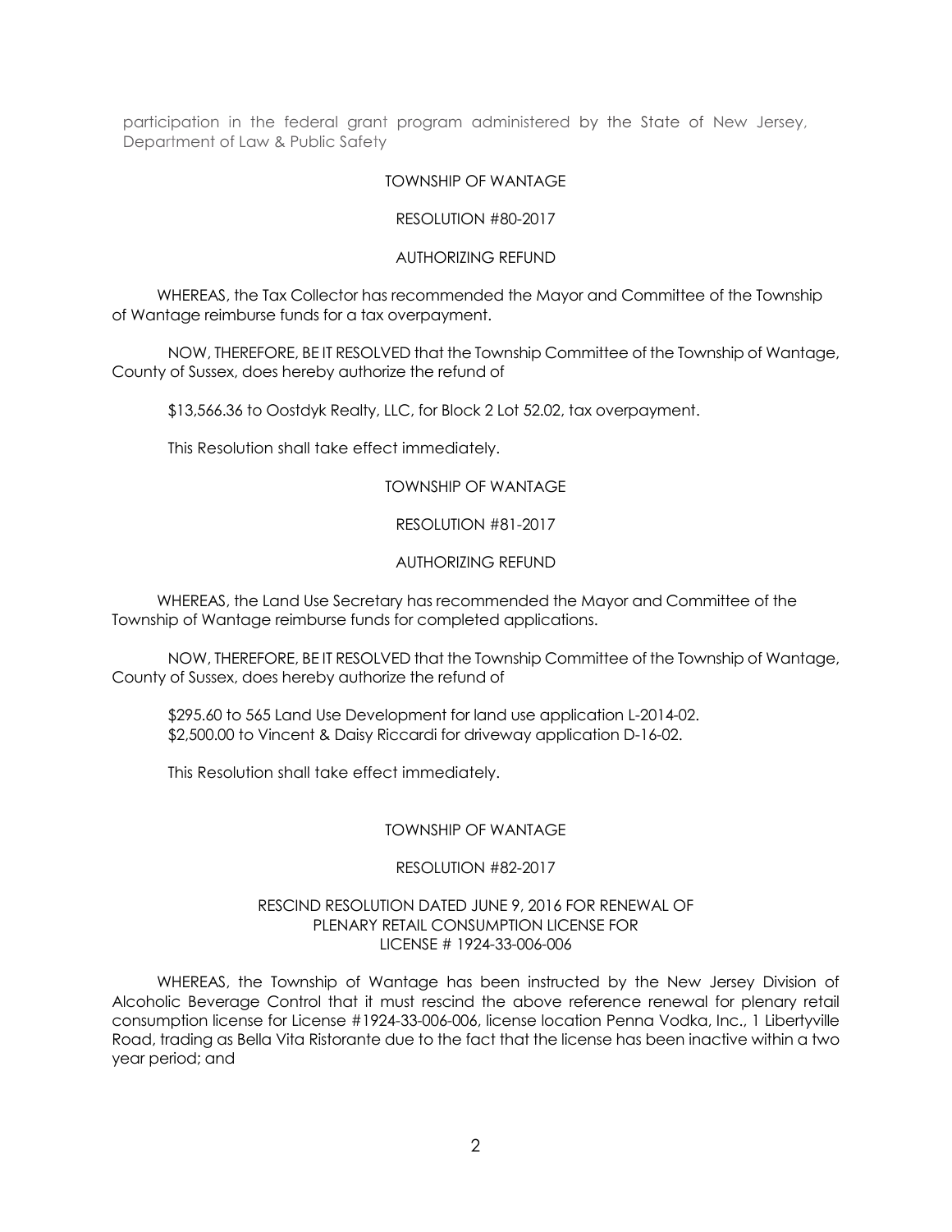participation in the federal grant program administered by the State of New Jersey, Department of Law & Public Safety

TOWNSHIP OF WANTAGE

RESOLUTION #80-2017

AUTHORIZING REFUND

WHEREAS, the Tax Collector has recommended the Mayor and Committee of the Township of Wantage reimburse funds for a tax overpayment.

NOW, THEREFORE, BE IT RESOLVED that the Township Committee of the Township of Wantage, County of Sussex, does hereby authorize the refund of

$13,566.36 to Oostdyk Realty, LLC, for Block 2 Lot 52.02, tax overpayment.

This Resolution shall take effect immediately.

TOWNSHIP OF WANTAGE

RESOLUTION #81-2017

AUTHORIZING REFUND

WHEREAS, the Land Use Secretary has recommended the Mayor and Committee of the Township of Wantage reimburse funds for completed applications.

NOW, THEREFORE, BE IT RESOLVED that the Township Committee of the Township of Wantage, County of Sussex, does hereby authorize the refund of

$295.60 to 565 Land Use Development for land use application L-2014-02.
$2,500.00 to Vincent & Daisy Riccardi for driveway application D-16-02.

This Resolution shall take effect immediately.

TOWNSHIP OF WANTAGE

RESOLUTION #82-2017

RESCIND RESOLUTION DATED JUNE 9, 2016 FOR RENEWAL OF PLENARY RETAIL CONSUMPTION LICENSE FOR LICENSE # 1924-33-006-006

WHEREAS, the Township of Wantage has been instructed by the New Jersey Division of Alcoholic Beverage Control that it must rescind the above reference renewal for plenary retail consumption license for License #1924-33-006-006, license location Penna Vodka, Inc., 1 Libertyville Road, trading as Bella Vita Ristorante due to the fact that the license has been inactive within a two year period; and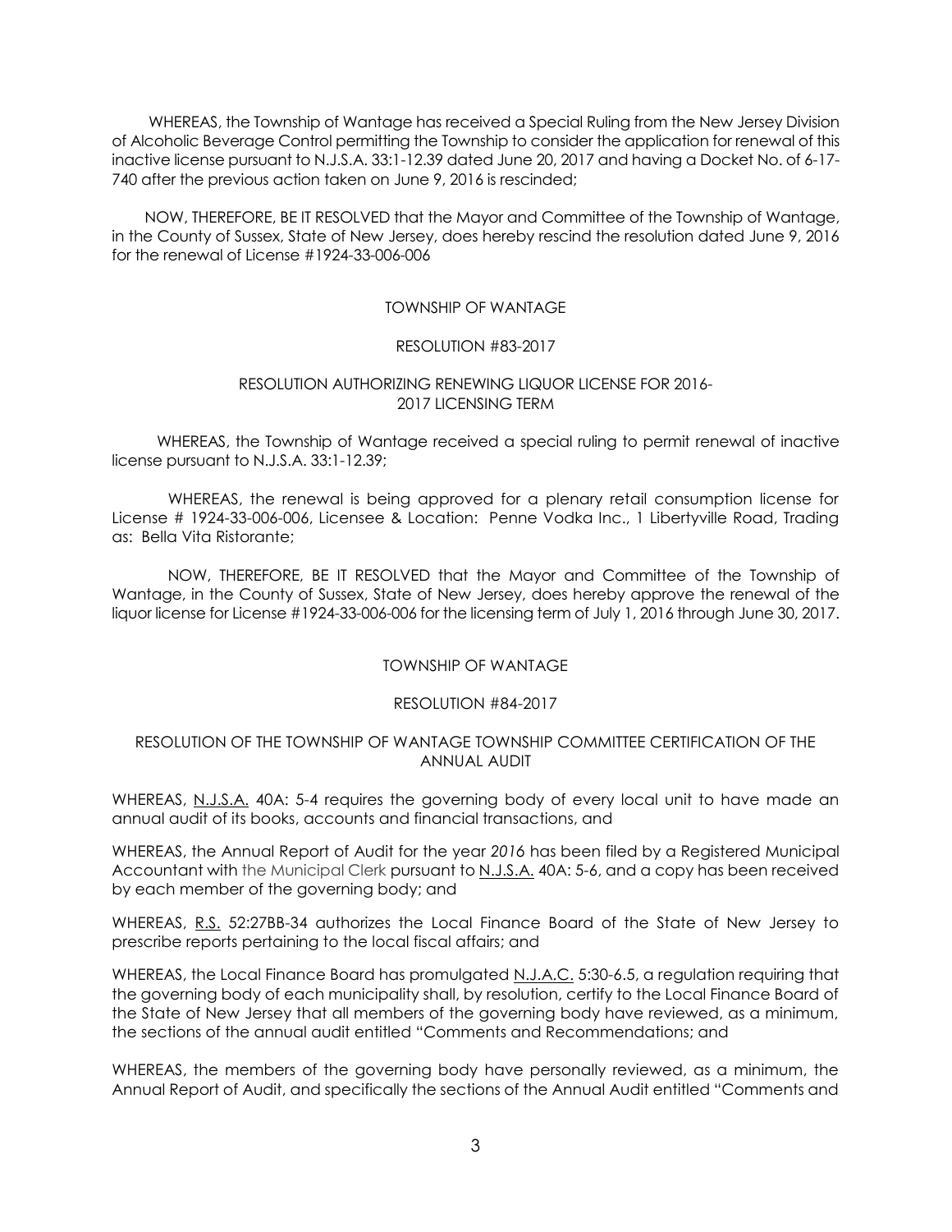WHEREAS, the Township of Wantage has received a Special Ruling from the New Jersey Division of Alcoholic Beverage Control permitting the Township to consider the application for renewal of this inactive license pursuant to N.J.S.A. 33:1-12.39 dated June 20, 2017 and having a Docket No. of 6-17-740 after the previous action taken on June 9, 2016 is rescinded;

NOW, THEREFORE, BE IT RESOLVED that the Mayor and Committee of the Township of Wantage, in the County of Sussex, State of New Jersey, does hereby rescind the resolution dated June 9, 2016 for the renewal of License #1924-33-006-006

TOWNSHIP OF WANTAGE

RESOLUTION #83-2017

RESOLUTION AUTHORIZING RENEWING LIQUOR LICENSE FOR 2016-2017 LICENSING TERM

WHEREAS, the Township of Wantage received a special ruling to permit renewal of inactive license pursuant to N.J.S.A. 33:1-12.39;

WHEREAS, the renewal is being approved for a plenary retail consumption license for License # 1924-33-006-006, Licensee & Location: Penne Vodka Inc., 1 Libertyville Road, Trading as: Bella Vita Ristorante;

NOW, THEREFORE, BE IT RESOLVED that the Mayor and Committee of the Township of Wantage, in the County of Sussex, State of New Jersey, does hereby approve the renewal of the liquor license for License #1924-33-006-006 for the licensing term of July 1, 2016 through June 30, 2017.

TOWNSHIP OF WANTAGE

RESOLUTION #84-2017

RESOLUTION OF THE TOWNSHIP OF WANTAGE TOWNSHIP COMMITTEE CERTIFICATION OF THE ANNUAL AUDIT

WHEREAS, N.J.S.A. 40A: 5-4 requires the governing body of every local unit to have made an annual audit of its books, accounts and financial transactions, and

WHEREAS, the Annual Report of Audit for the year *2016* has been filed by a Registered Municipal Accountant with the Municipal Clerk pursuant to N.J.S.A. 40A: 5-6, and a copy has been received by each member of the governing body; and

WHEREAS, R.S. 52:27BB-34 authorizes the Local Finance Board of the State of New Jersey to prescribe reports pertaining to the local fiscal affairs; and

WHEREAS, the Local Finance Board has promulgated N.J.A.C. 5:30-6.5, a regulation requiring that the governing body of each municipality shall, by resolution, certify to the Local Finance Board of the State of New Jersey that all members of the governing body have reviewed, as a minimum, the sections of the annual audit entitled "Comments and Recommendations; and

WHEREAS, the members of the governing body have personally reviewed, as a minimum, the Annual Report of Audit, and specifically the sections of the Annual Audit entitled "Comments and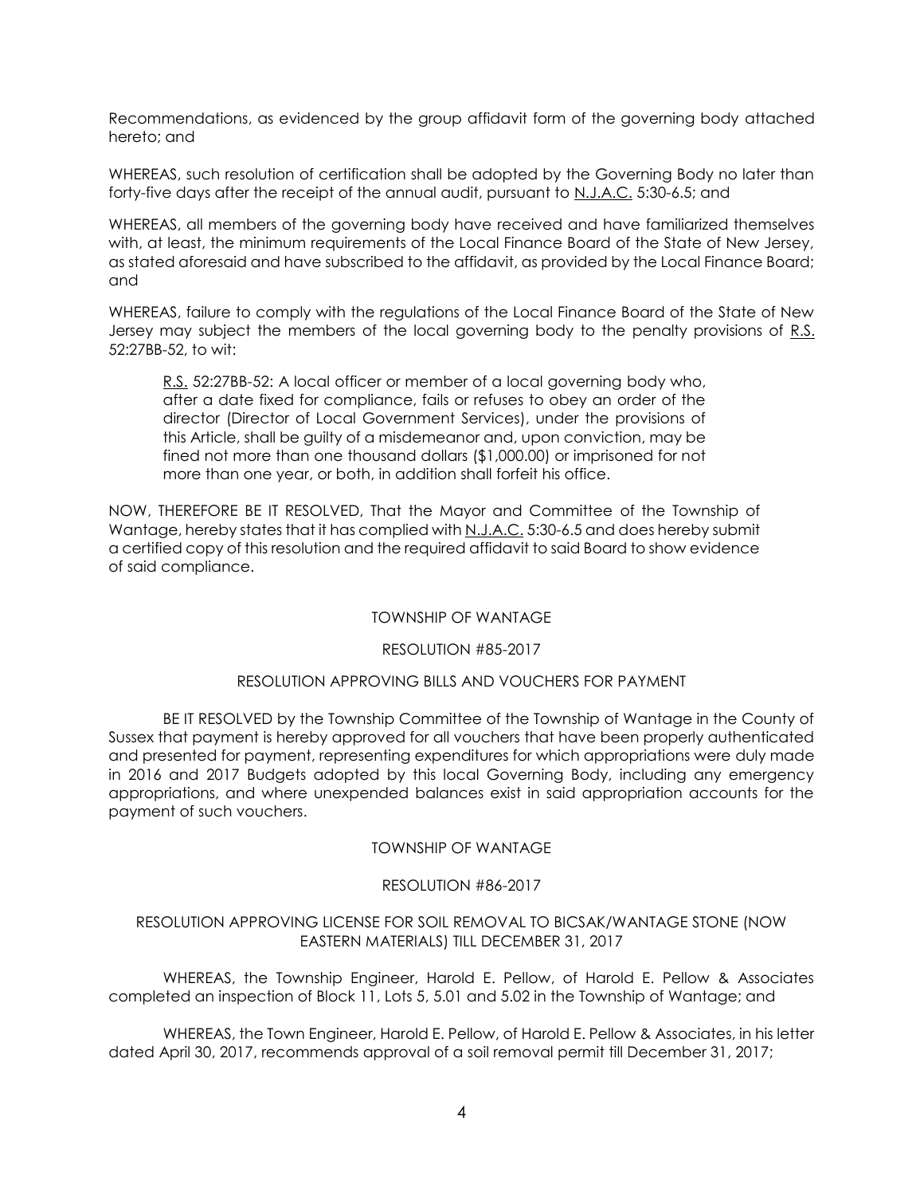Recommendations, as evidenced by the group affidavit form of the governing body attached hereto; and

WHEREAS, such resolution of certification shall be adopted by the Governing Body no later than forty-five days after the receipt of the annual audit, pursuant to N.J.A.C. 5:30-6.5; and

WHEREAS, all members of the governing body have received and have familiarized themselves with, at least, the minimum requirements of the Local Finance Board of the State of New Jersey, as stated aforesaid and have subscribed to the affidavit, as provided by the Local Finance Board; and

WHEREAS, failure to comply with the regulations of the Local Finance Board of the State of New Jersey may subject the members of the local governing body to the penalty provisions of R.S. 52:27BB-52, to wit:

> R.S. 52:27BB-52: A local officer or member of a local governing body who, after a date fixed for compliance, fails or refuses to obey an order of the director (Director of Local Government Services), under the provisions of this Article, shall be guilty of a misdemeanor and, upon conviction, may be fined not more than one thousand dollars ($1,000.00) or imprisoned for not more than one year, or both, in addition shall forfeit his office.

NOW, THEREFORE BE IT RESOLVED, That the Mayor and Committee of the Township of Wantage, hereby states that it has complied with N.J.A.C. 5:30-6.5 and does hereby submit a certified copy of this resolution and the required affidavit to said Board to show evidence of said compliance.

TOWNSHIP OF WANTAGE

RESOLUTION #85-2017

RESOLUTION APPROVING BILLS AND VOUCHERS FOR PAYMENT

BE IT RESOLVED by the Township Committee of the Township of Wantage in the County of Sussex that payment is hereby approved for all vouchers that have been properly authenticated and presented for payment, representing expenditures for which appropriations were duly made in 2016 and 2017 Budgets adopted by this local Governing Body, including any emergency appropriations, and where unexpended balances exist in said appropriation accounts for the payment of such vouchers.

TOWNSHIP OF WANTAGE

RESOLUTION #86-2017

RESOLUTION APPROVING LICENSE FOR SOIL REMOVAL TO BICSAK/WANTAGE STONE (NOW EASTERN MATERIALS) TILL DECEMBER 31, 2017

WHEREAS, the Township Engineer, Harold E. Pellow, of Harold E. Pellow & Associates completed an inspection of Block 11, Lots 5, 5.01 and 5.02 in the Township of Wantage; and

WHEREAS, the Town Engineer, Harold E. Pellow, of Harold E. Pellow & Associates, in his letter dated April 30, 2017, recommends approval of a soil removal permit till December 31, 2017;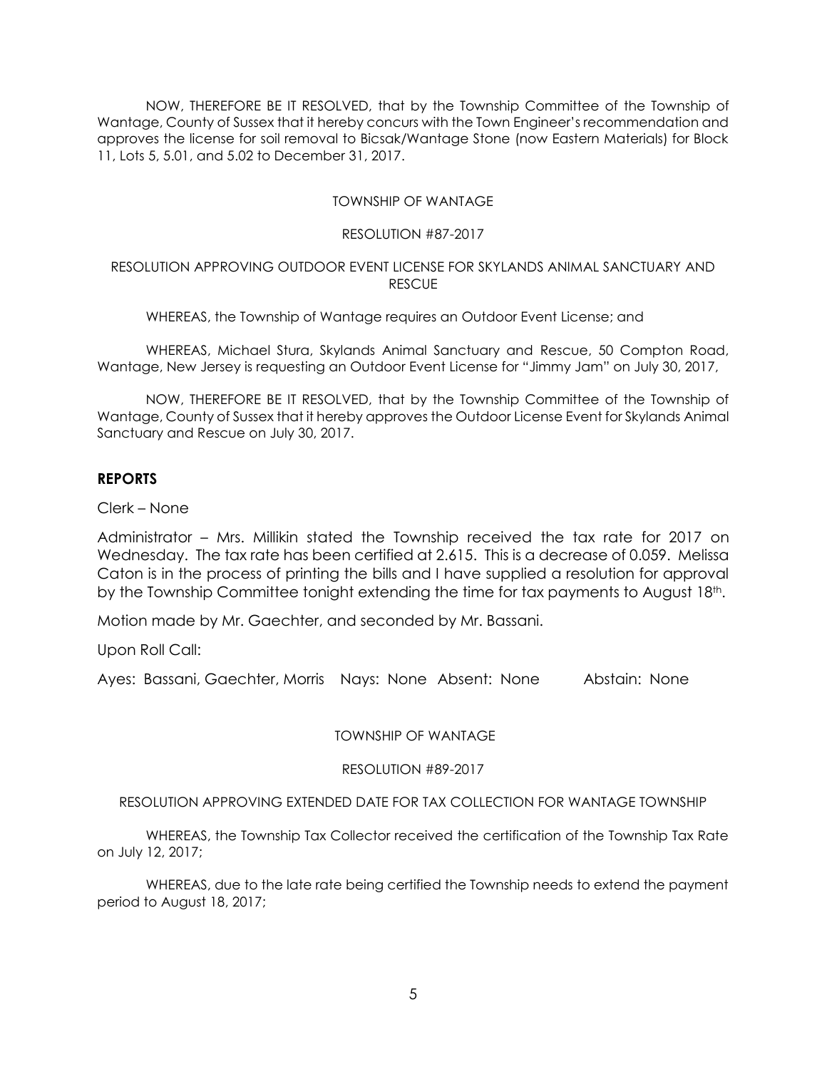NOW, THEREFORE BE IT RESOLVED, that by the Township Committee of the Township of Wantage, County of Sussex that it hereby concurs with the Town Engineer's recommendation and approves the license for soil removal to Bicsak/Wantage Stone (now Eastern Materials) for Block 11, Lots 5, 5.01, and 5.02 to December 31, 2017.

TOWNSHIP OF WANTAGE

RESOLUTION #87-2017

RESOLUTION APPROVING OUTDOOR EVENT LICENSE FOR SKYLANDS ANIMAL SANCTUARY AND RESCUE

WHEREAS, the Township of Wantage requires an Outdoor Event License; and

WHEREAS, Michael Stura, Skylands Animal Sanctuary and Rescue, 50 Compton Road, Wantage, New Jersey is requesting an Outdoor Event License for "Jimmy Jam" on July 30, 2017,

NOW, THEREFORE BE IT RESOLVED, that by the Township Committee of the Township of Wantage, County of Sussex that it hereby approves the Outdoor License Event for Skylands Animal Sanctuary and Rescue on July 30, 2017.

## REPORTS

Clerk – None

Administrator – Mrs. Millikin stated the Township received the tax rate for 2017 on Wednesday. The tax rate has been certified at 2.615. This is a decrease of 0.059. Melissa Caton is in the process of printing the bills and I have supplied a resolution for approval by the Township Committee tonight extending the time for tax payments to August 18th.

Motion made by Mr. Gaechter, and seconded by Mr. Bassani.

Upon Roll Call:

Ayes: Bassani, Gaechter, Morris Nays: None Absent: None Abstain: None

TOWNSHIP OF WANTAGE

RESOLUTION #89-2017

RESOLUTION APPROVING EXTENDED DATE FOR TAX COLLECTION FOR WANTAGE TOWNSHIP

WHEREAS, the Township Tax Collector received the certification of the Township Tax Rate on July 12, 2017;

WHEREAS, due to the late rate being certified the Township needs to extend the payment period to August 18, 2017;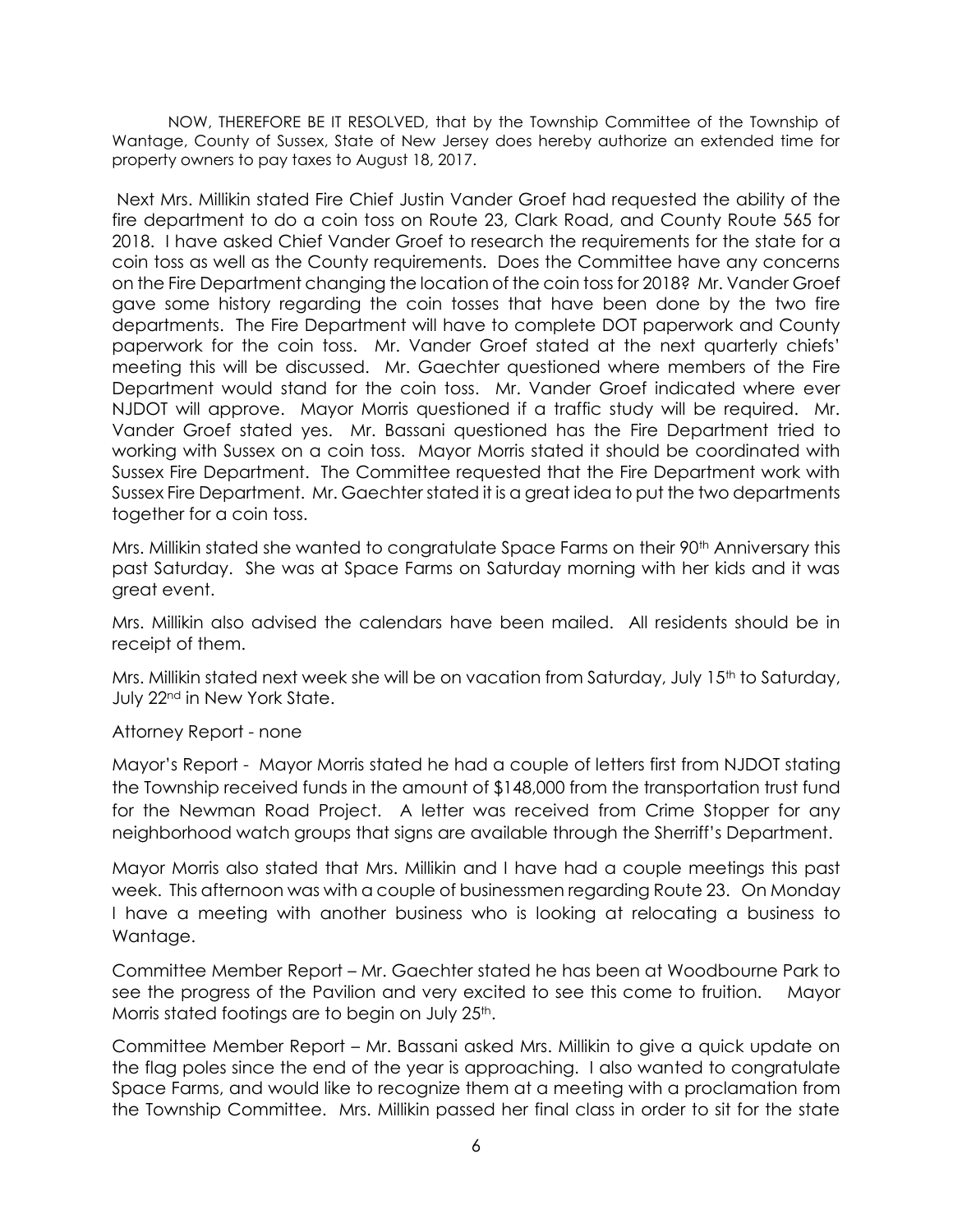NOW, THEREFORE BE IT RESOLVED, that by the Township Committee of the Township of Wantage, County of Sussex, State of New Jersey does hereby authorize an extended time for property owners to pay taxes to August 18, 2017.

Next Mrs. Millikin stated Fire Chief Justin Vander Groef had requested the ability of the fire department to do a coin toss on Route 23, Clark Road, and County Route 565 for 2018. I have asked Chief Vander Groef to research the requirements for the state for a coin toss as well as the County requirements. Does the Committee have any concerns on the Fire Department changing the location of the coin toss for 2018? Mr. Vander Groef gave some history regarding the coin tosses that have been done by the two fire departments. The Fire Department will have to complete DOT paperwork and County paperwork for the coin toss. Mr. Vander Groef stated at the next quarterly chiefs' meeting this will be discussed. Mr. Gaechter questioned where members of the Fire Department would stand for the coin toss. Mr. Vander Groef indicated where ever NJDOT will approve. Mayor Morris questioned if a traffic study will be required. Mr. Vander Groef stated yes. Mr. Bassani questioned has the Fire Department tried to working with Sussex on a coin toss. Mayor Morris stated it should be coordinated with Sussex Fire Department. The Committee requested that the Fire Department work with Sussex Fire Department. Mr. Gaechter stated it is a great idea to put the two departments together for a coin toss.

Mrs. Millikin stated she wanted to congratulate Space Farms on their 90th Anniversary this past Saturday. She was at Space Farms on Saturday morning with her kids and it was great event.

Mrs. Millikin also advised the calendars have been mailed. All residents should be in receipt of them.

Mrs. Millikin stated next week she will be on vacation from Saturday, July 15th to Saturday, July 22nd in New York State.

Attorney Report - none

Mayor's Report - Mayor Morris stated he had a couple of letters first from NJDOT stating the Township received funds in the amount of $148,000 from the transportation trust fund for the Newman Road Project. A letter was received from Crime Stopper for any neighborhood watch groups that signs are available through the Sherriff's Department.

Mayor Morris also stated that Mrs. Millikin and I have had a couple meetings this past week. This afternoon was with a couple of businessmen regarding Route 23. On Monday I have a meeting with another business who is looking at relocating a business to Wantage.

Committee Member Report – Mr. Gaechter stated he has been at Woodbourne Park to see the progress of the Pavilion and very excited to see this come to fruition. Mayor Morris stated footings are to begin on July 25th.

Committee Member Report – Mr. Bassani asked Mrs. Millikin to give a quick update on the flag poles since the end of the year is approaching. I also wanted to congratulate Space Farms, and would like to recognize them at a meeting with a proclamation from the Township Committee. Mrs. Millikin passed her final class in order to sit for the state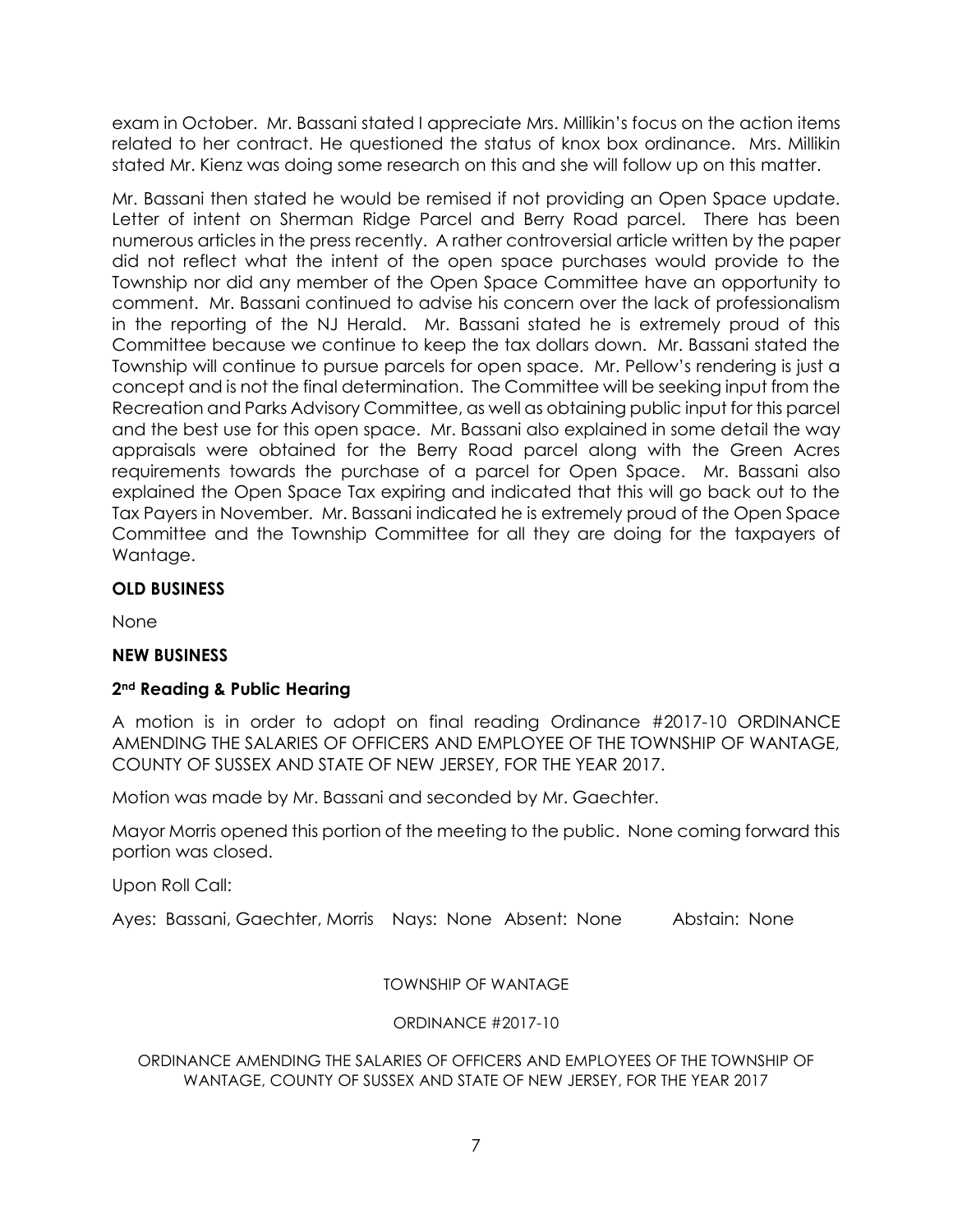exam in October. Mr. Bassani stated I appreciate Mrs. Millikin's focus on the action items related to her contract. He questioned the status of knox box ordinance. Mrs. Millikin stated Mr. Kienz was doing some research on this and she will follow up on this matter.

Mr. Bassani then stated he would be remised if not providing an Open Space update. Letter of intent on Sherman Ridge Parcel and Berry Road parcel. There has been numerous articles in the press recently. A rather controversial article written by the paper did not reflect what the intent of the open space purchases would provide to the Township nor did any member of the Open Space Committee have an opportunity to comment. Mr. Bassani continued to advise his concern over the lack of professionalism in the reporting of the NJ Herald. Mr. Bassani stated he is extremely proud of this Committee because we continue to keep the tax dollars down. Mr. Bassani stated the Township will continue to pursue parcels for open space. Mr. Pellow's rendering is just a concept and is not the final determination. The Committee will be seeking input from the Recreation and Parks Advisory Committee, as well as obtaining public input for this parcel and the best use for this open space. Mr. Bassani also explained in some detail the way appraisals were obtained for the Berry Road parcel along with the Green Acres requirements towards the purchase of a parcel for Open Space. Mr. Bassani also explained the Open Space Tax expiring and indicated that this will go back out to the Tax Payers in November. Mr. Bassani indicated he is extremely proud of the Open Space Committee and the Township Committee for all they are doing for the taxpayers of Wantage.

**OLD BUSINESS**

None

**NEW BUSINESS**

**2nd Reading & Public Hearing**

A motion is in order to adopt on final reading Ordinance #2017-10 ORDINANCE AMENDING THE SALARIES OF OFFICERS AND EMPLOYEE OF THE TOWNSHIP OF WANTAGE, COUNTY OF SUSSEX AND STATE OF NEW JERSEY, FOR THE YEAR 2017.

Motion was made by Mr. Bassani and seconded by Mr. Gaechter.

Mayor Morris opened this portion of the meeting to the public. None coming forward this portion was closed.

Upon Roll Call:

Ayes: Bassani, Gaechter, Morris Nays: None Absent: None Abstain: None

TOWNSHIP OF WANTAGE

ORDINANCE #2017-10

ORDINANCE AMENDING THE SALARIES OF OFFICERS AND EMPLOYEES OF THE TOWNSHIP OF WANTAGE, COUNTY OF SUSSEX AND STATE OF NEW JERSEY, FOR THE YEAR 2017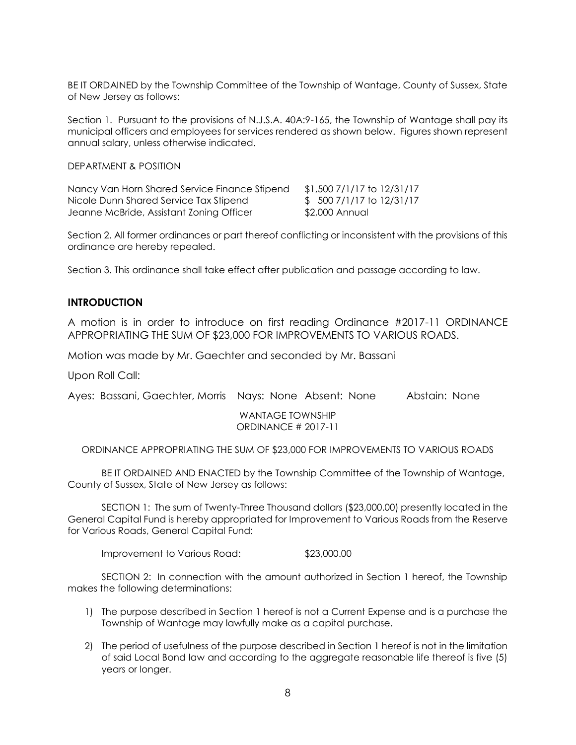BE IT ORDAINED by the Township Committee of the Township of Wantage, County of Sussex, State of New Jersey as follows:

Section 1. Pursuant to the provisions of N.J.S.A. 40A:9-165, the Township of Wantage shall pay its municipal officers and employees for services rendered as shown below. Figures shown represent annual salary, unless otherwise indicated.

DEPARTMENT & POSITION

| | |
|---|---|
| Nancy Van Horn Shared Service Finance Stipend | $1,500 7/1/17 to 12/31/17 |
| Nicole Dunn Shared Service Tax Stipend | $ 500 7/1/17 to 12/31/17 |
| Jeanne McBride, Assistant Zoning Officer | $2,000 Annual |

Section 2. All former ordinances or part thereof conflicting or inconsistent with the provisions of this ordinance are hereby repealed.

Section 3. This ordinance shall take effect after publication and passage according to law.

## INTRODUCTION

A motion is in order to introduce on first reading Ordinance #2017-11 ORDINANCE APPROPRIATING THE SUM OF $23,000 FOR IMPROVEMENTS TO VARIOUS ROADS.

Motion was made by Mr. Gaechter and seconded by Mr. Bassani

Upon Roll Call:

Ayes: Bassani, Gaechter, Morris Nays: None Absent: None Abstain: None

WANTAGE TOWNSHIP
ORDINANCE # 2017-11

ORDINANCE APPROPRIATING THE SUM OF $23,000 FOR IMPROVEMENTS TO VARIOUS ROADS

BE IT ORDAINED AND ENACTED by the Township Committee of the Township of Wantage, County of Sussex, State of New Jersey as follows:

SECTION 1: The sum of Twenty-Three Thousand dollars ($23,000.00) presently located in the General Capital Fund is hereby appropriated for Improvement to Various Roads from the Reserve for Various Roads, General Capital Fund:

Improvement to Various Road: $23,000.00

SECTION 2: In connection with the amount authorized in Section 1 hereof, the Township makes the following determinations:

1) The purpose described in Section 1 hereof is not a Current Expense and is a purchase the Township of Wantage may lawfully make as a capital purchase.

2) The period of usefulness of the purpose described in Section 1 hereof is not in the limitation of said Local Bond law and according to the aggregate reasonable life thereof is five (5) years or longer.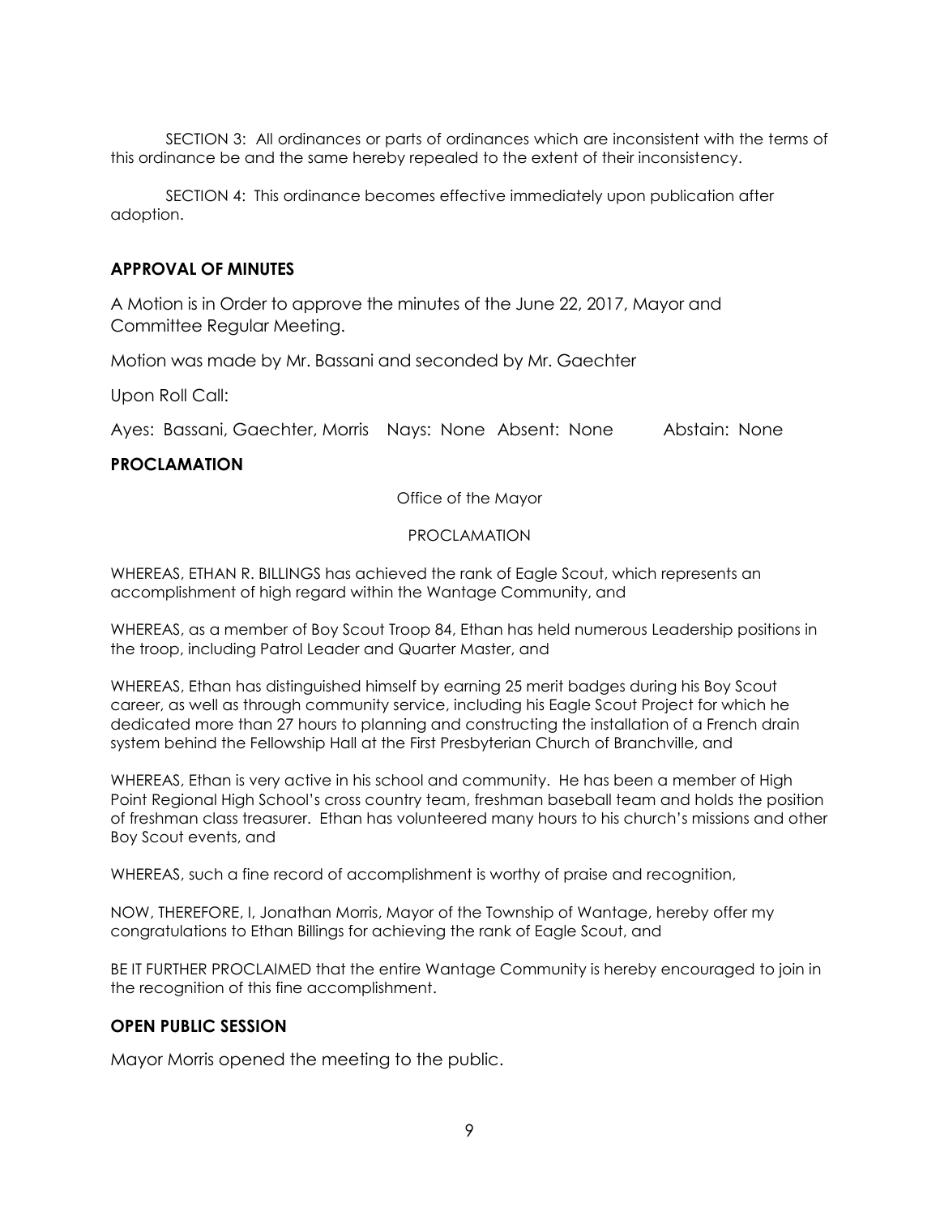SECTION 3: All ordinances or parts of ordinances which are inconsistent with the terms of this ordinance be and the same hereby repealed to the extent of their inconsistency.

SECTION 4: This ordinance becomes effective immediately upon publication after adoption.

## APPROVAL OF MINUTES

A Motion is in Order to approve the minutes of the June 22, 2017, Mayor and Committee Regular Meeting.

Motion was made by Mr. Bassani and seconded by Mr. Gaechter

Upon Roll Call:

Ayes: Bassani, Gaechter, Morris  Nays: None  Absent: None  Abstain: None

## PROCLAMATION

Office of the Mayor

PROCLAMATION

WHEREAS, ETHAN R. BILLINGS has achieved the rank of Eagle Scout, which represents an accomplishment of high regard within the Wantage Community, and

WHEREAS, as a member of Boy Scout Troop 84, Ethan has held numerous Leadership positions in the troop, including Patrol Leader and Quarter Master, and

WHEREAS, Ethan has distinguished himself by earning 25 merit badges during his Boy Scout career, as well as through community service, including his Eagle Scout Project for which he dedicated more than 27 hours to planning and constructing the installation of a French drain system behind the Fellowship Hall at the First Presbyterian Church of Branchville, and

WHEREAS, Ethan is very active in his school and community. He has been a member of High Point Regional High School's cross country team, freshman baseball team and holds the position of freshman class treasurer. Ethan has volunteered many hours to his church's missions and other Boy Scout events, and

WHEREAS, such a fine record of accomplishment is worthy of praise and recognition,

NOW, THEREFORE, I, Jonathan Morris, Mayor of the Township of Wantage, hereby offer my congratulations to Ethan Billings for achieving the rank of Eagle Scout, and

BE IT FURTHER PROCLAIMED that the entire Wantage Community is hereby encouraged to join in the recognition of this fine accomplishment.

## OPEN PUBLIC SESSION

Mayor Morris opened the meeting to the public.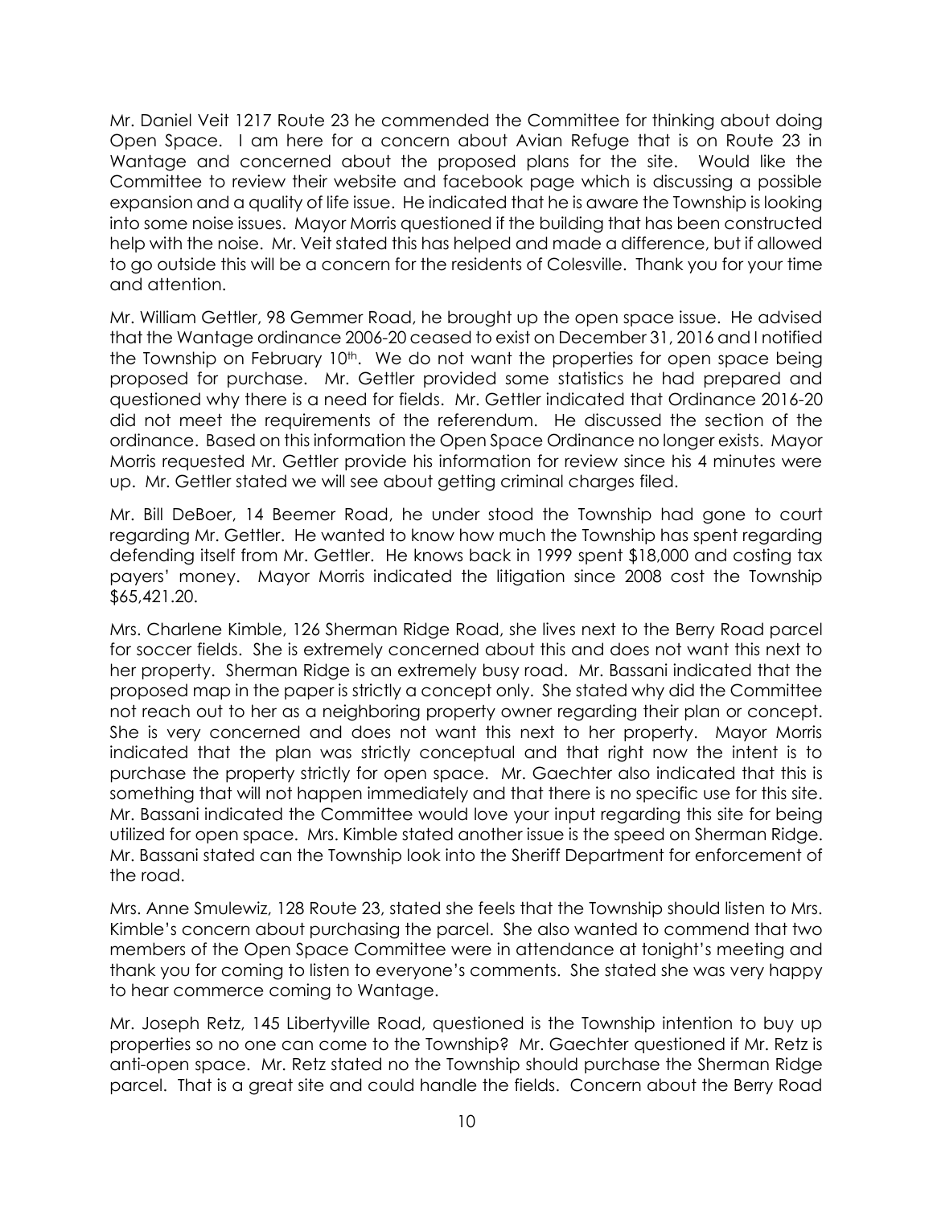Mr. Daniel Veit 1217 Route 23 he commended the Committee for thinking about doing Open Space. I am here for a concern about Avian Refuge that is on Route 23 in Wantage and concerned about the proposed plans for the site. Would like the Committee to review their website and facebook page which is discussing a possible expansion and a quality of life issue. He indicated that he is aware the Township is looking into some noise issues. Mayor Morris questioned if the building that has been constructed help with the noise. Mr. Veit stated this has helped and made a difference, but if allowed to go outside this will be a concern for the residents of Colesville. Thank you for your time and attention.

Mr. William Gettler, 98 Gemmer Road, he brought up the open space issue. He advised that the Wantage ordinance 2006-20 ceased to exist on December 31, 2016 and I notified the Township on February 10th. We do not want the properties for open space being proposed for purchase. Mr. Gettler provided some statistics he had prepared and questioned why there is a need for fields. Mr. Gettler indicated that Ordinance 2016-20 did not meet the requirements of the referendum. He discussed the section of the ordinance. Based on this information the Open Space Ordinance no longer exists. Mayor Morris requested Mr. Gettler provide his information for review since his 4 minutes were up. Mr. Gettler stated we will see about getting criminal charges filed.

Mr. Bill DeBoer, 14 Beemer Road, he under stood the Township had gone to court regarding Mr. Gettler. He wanted to know how much the Township has spent regarding defending itself from Mr. Gettler. He knows back in 1999 spent $18,000 and costing tax payers' money. Mayor Morris indicated the litigation since 2008 cost the Township $65,421.20.

Mrs. Charlene Kimble, 126 Sherman Ridge Road, she lives next to the Berry Road parcel for soccer fields. She is extremely concerned about this and does not want this next to her property. Sherman Ridge is an extremely busy road. Mr. Bassani indicated that the proposed map in the paper is strictly a concept only. She stated why did the Committee not reach out to her as a neighboring property owner regarding their plan or concept. She is very concerned and does not want this next to her property. Mayor Morris indicated that the plan was strictly conceptual and that right now the intent is to purchase the property strictly for open space. Mr. Gaechter also indicated that this is something that will not happen immediately and that there is no specific use for this site. Mr. Bassani indicated the Committee would love your input regarding this site for being utilized for open space. Mrs. Kimble stated another issue is the speed on Sherman Ridge. Mr. Bassani stated can the Township look into the Sheriff Department for enforcement of the road.

Mrs. Anne Smulewiz, 128 Route 23, stated she feels that the Township should listen to Mrs. Kimble's concern about purchasing the parcel. She also wanted to commend that two members of the Open Space Committee were in attendance at tonight's meeting and thank you for coming to listen to everyone's comments. She stated she was very happy to hear commerce coming to Wantage.

Mr. Joseph Retz, 145 Libertyville Road, questioned is the Township intention to buy up properties so no one can come to the Township? Mr. Gaechter questioned if Mr. Retz is anti-open space. Mr. Retz stated no the Township should purchase the Sherman Ridge parcel. That is a great site and could handle the fields. Concern about the Berry Road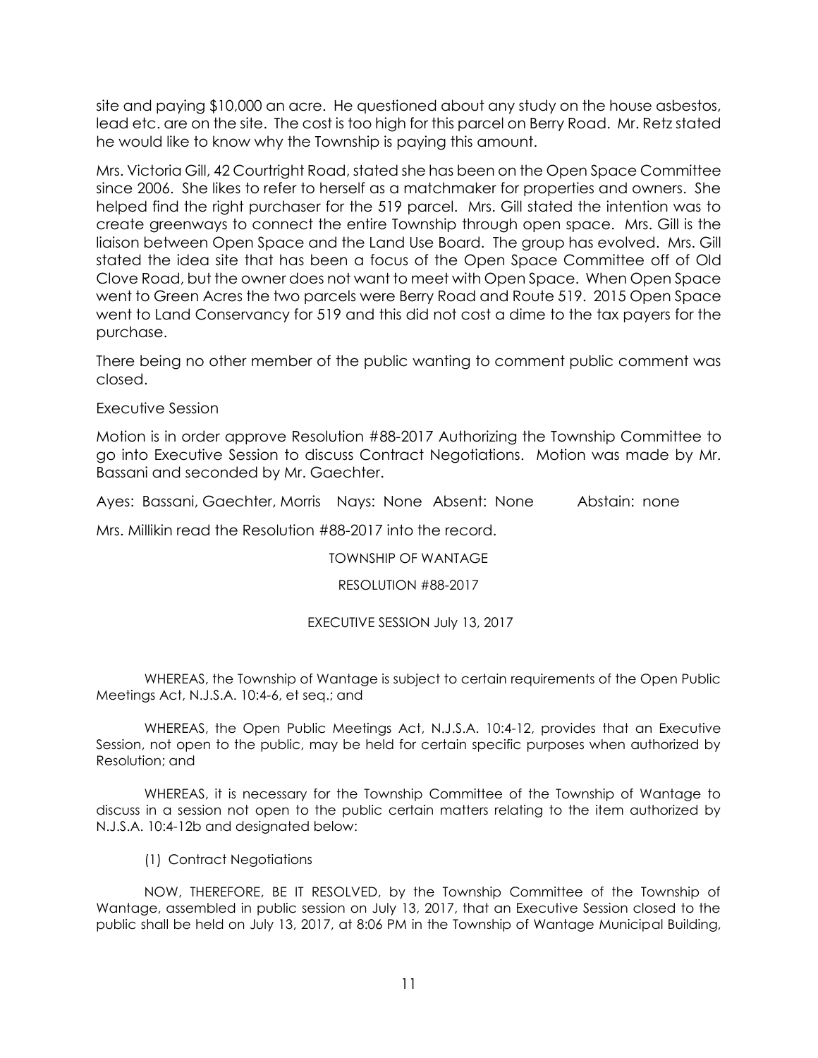site and paying $10,000 an acre. He questioned about any study on the house asbestos, lead etc. are on the site. The cost is too high for this parcel on Berry Road. Mr. Retz stated he would like to know why the Township is paying this amount.

Mrs. Victoria Gill, 42 Courtright Road, stated she has been on the Open Space Committee since 2006. She likes to refer to herself as a matchmaker for properties and owners. She helped find the right purchaser for the 519 parcel. Mrs. Gill stated the intention was to create greenways to connect the entire Township through open space. Mrs. Gill is the liaison between Open Space and the Land Use Board. The group has evolved. Mrs. Gill stated the idea site that has been a focus of the Open Space Committee off of Old Clove Road, but the owner does not want to meet with Open Space. When Open Space went to Green Acres the two parcels were Berry Road and Route 519. 2015 Open Space went to Land Conservancy for 519 and this did not cost a dime to the tax payers for the purchase.

There being no other member of the public wanting to comment public comment was closed.

Executive Session

Motion is in order approve Resolution #88-2017 Authorizing the Township Committee to go into Executive Session to discuss Contract Negotiations. Motion was made by Mr. Bassani and seconded by Mr. Gaechter.

Ayes: Bassani, Gaechter, Morris Nays: None Absent: None Abstain: none

Mrs. Millikin read the Resolution #88-2017 into the record.

TOWNSHIP OF WANTAGE

RESOLUTION #88-2017

EXECUTIVE SESSION July 13, 2017

WHEREAS, the Township of Wantage is subject to certain requirements of the Open Public Meetings Act, N.J.S.A. 10:4-6, et seq.; and

WHEREAS, the Open Public Meetings Act, N.J.S.A. 10:4-12, provides that an Executive Session, not open to the public, may be held for certain specific purposes when authorized by Resolution; and

WHEREAS, it is necessary for the Township Committee of the Township of Wantage to discuss in a session not open to the public certain matters relating to the item authorized by N.J.S.A. 10:4-12b and designated below:

(1) Contract Negotiations

NOW, THEREFORE, BE IT RESOLVED, by the Township Committee of the Township of Wantage, assembled in public session on July 13, 2017, that an Executive Session closed to the public shall be held on July 13, 2017, at 8:06 PM in the Township of Wantage Municipal Building,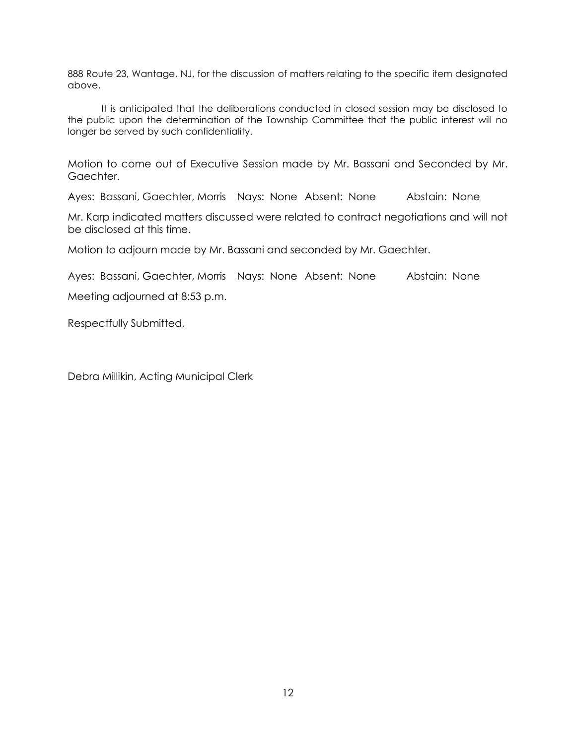888 Route 23, Wantage, NJ, for the discussion of matters relating to the specific item designated above.

It is anticipated that the deliberations conducted in closed session may be disclosed to the public upon the determination of the Township Committee that the public interest will no longer be served by such confidentiality.

Motion to come out of Executive Session made by Mr. Bassani and Seconded by Mr. Gaechter.

Ayes: Bassani, Gaechter, Morris Nays: None Absent: None Abstain: None

Mr. Karp indicated matters discussed were related to contract negotiations and will not be disclosed at this time.

Motion to adjourn made by Mr. Bassani and seconded by Mr. Gaechter.

Ayes: Bassani, Gaechter, Morris Nays: None Absent: None Abstain: None

Meeting adjourned at 8:53 p.m.

Respectfully Submitted,

Debra Millikin, Acting Municipal Clerk